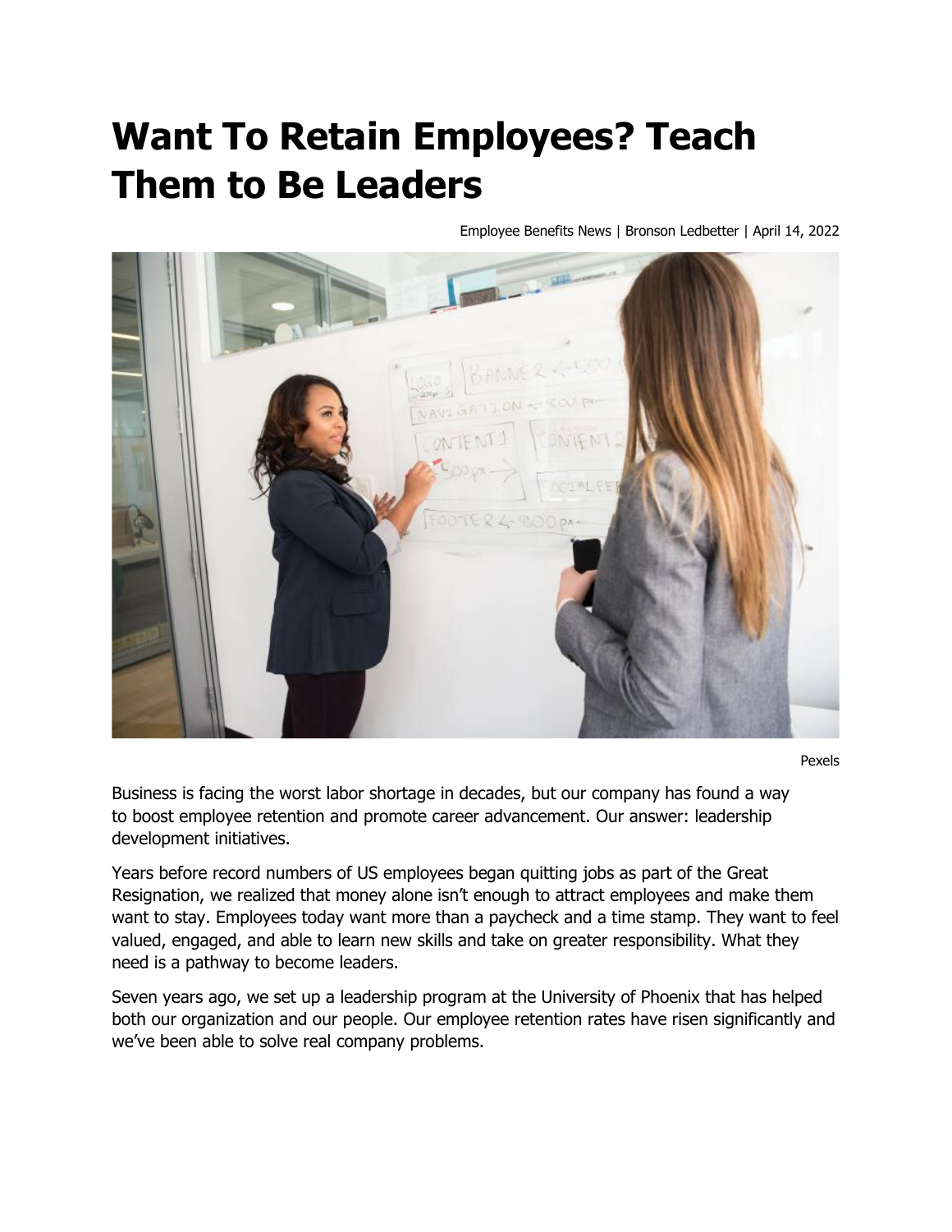# Want To Retain Employees? Teach Them to Be Leaders

Employee Benefits News | Bronson Ledbetter | April 14, 2022

Pexels

Business is facing the worst labor shortage in decades, but our company has found a way to boost employee retention and promote career advancement. Our answer: leadership development initiatives.

Years before record numbers of US employees began quitting jobs as part of the Great Resignation, we realized that money alone isn't enough to attract employees and make them want to stay. Employees today want more than a paycheck and a time stamp. They want to feel valued, engaged, and able to learn new skills and take on greater responsibility. What they need is a pathway to become leaders.

Seven years ago, we set up a leadership program at the University of Phoenix that has helped both our organization and our people. Our employee retention rates have risen significantly and we've been able to solve real company problems.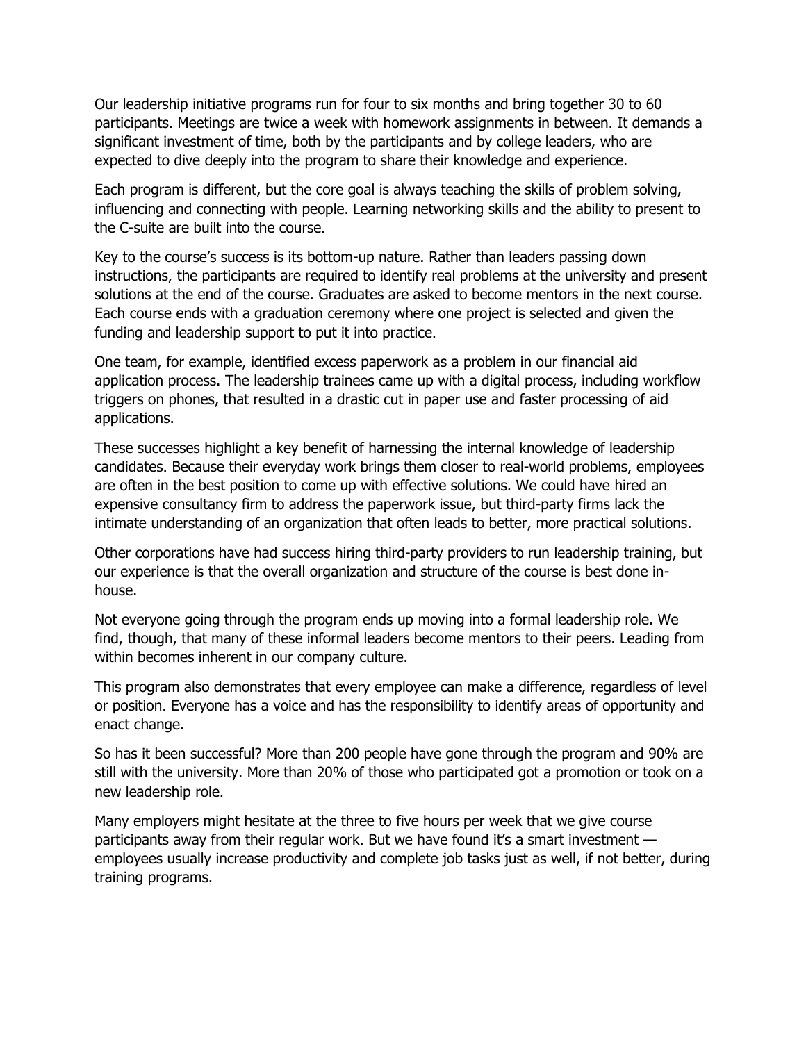Our leadership initiative programs run for four to six months and bring together 30 to 60 participants. Meetings are twice a week with homework assignments in between. It demands a significant investment of time, both by the participants and by college leaders, who are expected to dive deeply into the program to share their knowledge and experience.

Each program is different, but the core goal is always teaching the skills of problem solving, influencing and connecting with people. Learning networking skills and the ability to present to the C-suite are built into the course.

Key to the course's success is its bottom-up nature. Rather than leaders passing down instructions, the participants are required to identify real problems at the university and present solutions at the end of the course. Graduates are asked to become mentors in the next course. Each course ends with a graduation ceremony where one project is selected and given the funding and leadership support to put it into practice.

One team, for example, identified excess paperwork as a problem in our financial aid application process. The leadership trainees came up with a digital process, including workflow triggers on phones, that resulted in a drastic cut in paper use and faster processing of aid applications.

These successes highlight a key benefit of harnessing the internal knowledge of leadership candidates. Because their everyday work brings them closer to real-world problems, employees are often in the best position to come up with effective solutions. We could have hired an expensive consultancy firm to address the paperwork issue, but third-party firms lack the intimate understanding of an organization that often leads to better, more practical solutions.

Other corporations have had success hiring third-party providers to run leadership training, but our experience is that the overall organization and structure of the course is best done in-house.

Not everyone going through the program ends up moving into a formal leadership role. We find, though, that many of these informal leaders become mentors to their peers. Leading from within becomes inherent in our company culture.

This program also demonstrates that every employee can make a difference, regardless of level or position. Everyone has a voice and has the responsibility to identify areas of opportunity and enact change.

So has it been successful? More than 200 people have gone through the program and 90% are still with the university. More than 20% of those who participated got a promotion or took on a new leadership role.

Many employers might hesitate at the three to five hours per week that we give course participants away from their regular work. But we have found it's a smart investment — employees usually increase productivity and complete job tasks just as well, if not better, during training programs.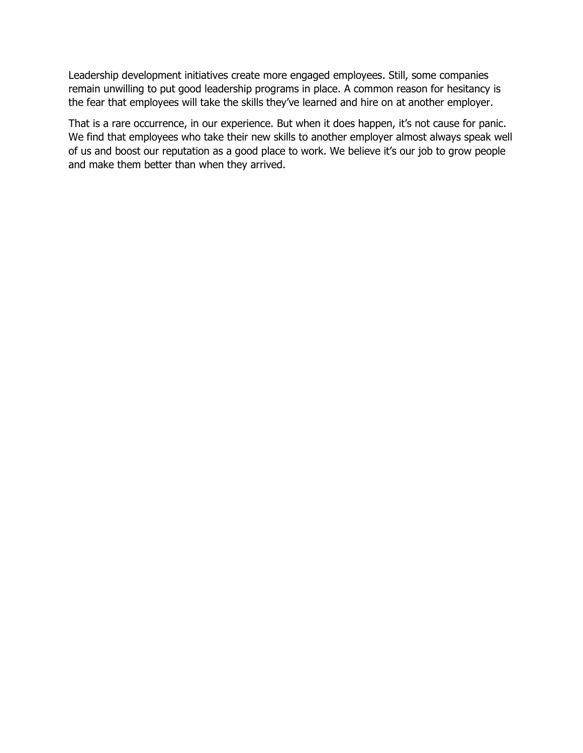Leadership development initiatives create more engaged employees. Still, some companies remain unwilling to put good leadership programs in place. A common reason for hesitancy is the fear that employees will take the skills they've learned and hire on at another employer.

That is a rare occurrence, in our experience. But when it does happen, it's not cause for panic. We find that employees who take their new skills to another employer almost always speak well of us and boost our reputation as a good place to work. We believe it's our job to grow people and make them better than when they arrived.